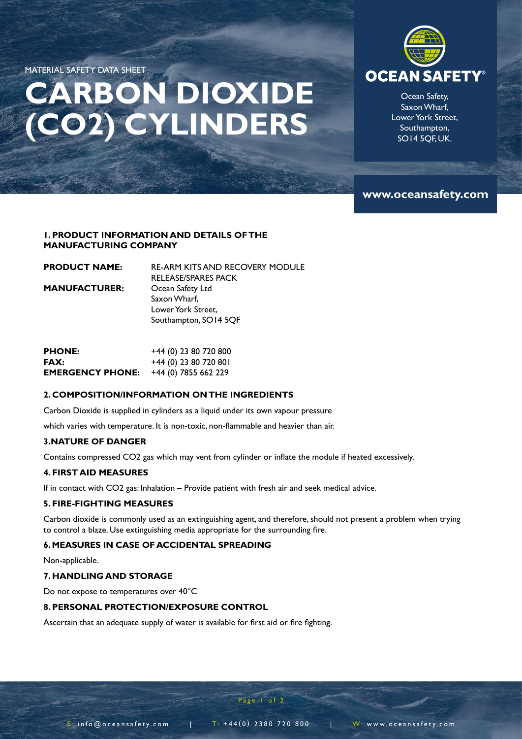MATERIAL SAFETY DATA SHEET

# CARBON DIOXIDE ($CO_2$) CYLINDERS

**OCEAN SAFETY**

Ocean Safety,
Saxon Wharf,
Lower York Street,
Southampton,
SO14 5QF, UK.

**www.oceansafety.com**

## 1. PRODUCT INFORMATION AND DETAILS OF THE MANUFACTURING COMPANY

**PRODUCT NAME:** RE-ARM KITS AND RECOVERY MODULE RELEASE/SPARES PACK

**MANUFACTURER:** Ocean Safety Ltd
Saxon Wharf,
Lower York Street,
Southampton, SO14 5QF

**PHONE:** +44 (0) 23 80 720 800
**FAX:** +44 (0) 23 80 720 801
**EMERGENCY PHONE:** +44 (0) 7855 662 229

## 2. COMPOSITION/INFORMATION ON THE INGREDIENTS

Carbon Dioxide is supplied in cylinders as a liquid under its own vapour pressure

which varies with temperature. It is non-toxic, non-flammable and heavier than air.

## 3.NATURE OF DANGER

Contains compressed $CO_2$ gas which may vent from cylinder or inflate the module if heated excessively.

## 4. FIRST AID MEASURES

If in contact with $CO_2$ gas: Inhalation – Provide patient with fresh air and seek medical advice.

## 5. FIRE-FIGHTING MEASURES

Carbon dioxide is commonly used as an extinguishing agent, and therefore, should not present a problem when trying to control a blaze. Use extinguishing media appropriate for the surrounding fire.

## 6. MEASURES IN CASE OF ACCIDENTAL SPREADING

Non-applicable.

## 7. HANDLING AND STORAGE

Do not expose to temperatures over 40°C

## 8. PERSONAL PROTECTION/EXPOSURE CONTROL

Ascertain that an adequate supply of water is available for first aid or fire fighting.

E: info@oceansafety.com | T: +44(0) 2380 720 800 | W: www.oceansafety.com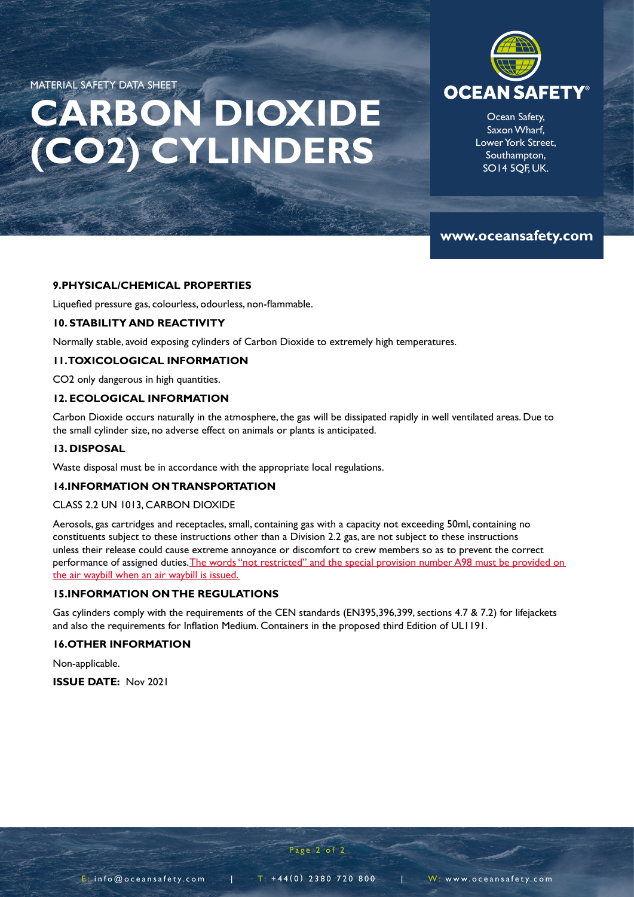MATERIAL SAFETY DATA SHEET

# CARBON DIOXIDE ($CO_2$) CYLINDERS

Ocean Safety,
Saxon Wharf,
Lower York Street,
Southampton,
SO14 5QF, UK.

www.oceansafety.com

### 9.PHYSICAL/CHEMICAL PROPERTIES

Liquefied pressure gas, colourless, odourless, non-flammable.

### 10. STABILITY AND REACTIVITY

Normally stable, avoid exposing cylinders of Carbon Dioxide to extremely high temperatures.

### 11.TOXICOLOGICAL INFORMATION

$CO_2$ only dangerous in high quantities.

### 12. ECOLOGICAL INFORMATION

Carbon Dioxide occurs naturally in the atmosphere, the gas will be dissipated rapidly in well ventilated areas. Due to the small cylinder size, no adverse effect on animals or plants is anticipated.

### 13. DISPOSAL

Waste disposal must be in accordance with the appropriate local regulations.

### 14.INFORMATION ON TRANSPORTATION

CLASS 2.2 UN 1013, CARBON DIOXIDE

Aerosols, gas cartridges and receptacles, small, containing gas with a capacity not exceeding 50ml, containing no constituents subject to these instructions other than a Division 2.2 gas, are not subject to these instructions unless their release could cause extreme annoyance or discomfort to crew members so as to prevent the correct performance of assigned duties. The words "not restricted" and the special provision number A98 must be provided on the air waybill when an air waybill is issued.

### 15.INFORMATION ON THE REGULATIONS

Gas cylinders comply with the requirements of the CEN standards (EN395,396,399, sections 4.7 & 7.2) for lifejackets and also the requirements for Inflation Medium. Containers in the proposed third Edition of UL1191.

### 16.OTHER INFORMATION

Non-applicable.

**ISSUE DATE:** Nov 2021

E: info@oceansafety.com | T: +44(0) 2380 720 800 | W: www.oceansafety.com